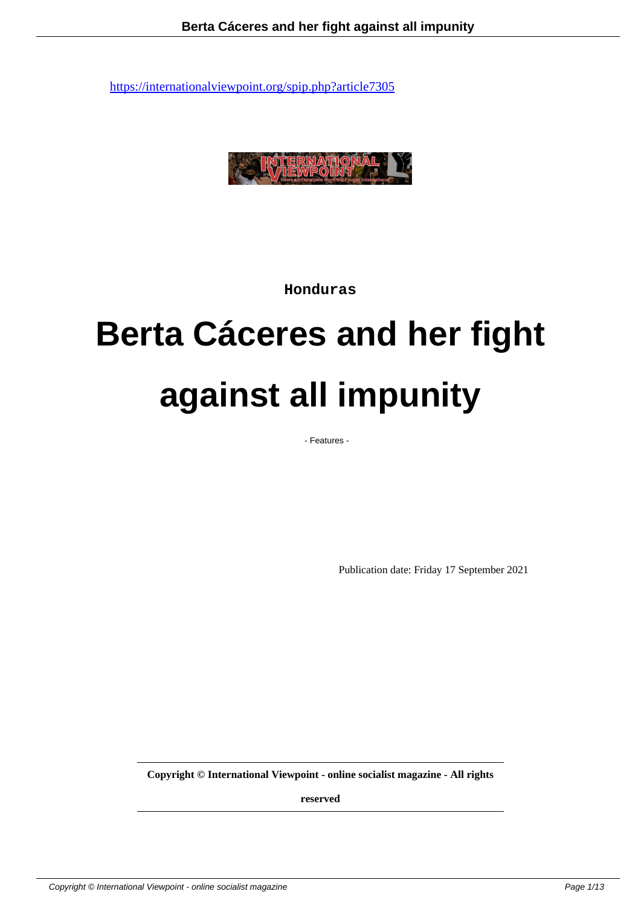https://internationalviewpoint.org/spip.php?article7305

Honduras

# Berta Cáceres and her fight against all impunity

- Features -

Publication date: Friday 17 September 2021

**Copyright © International Viewpoint - online socialist magazine - All rights reserved**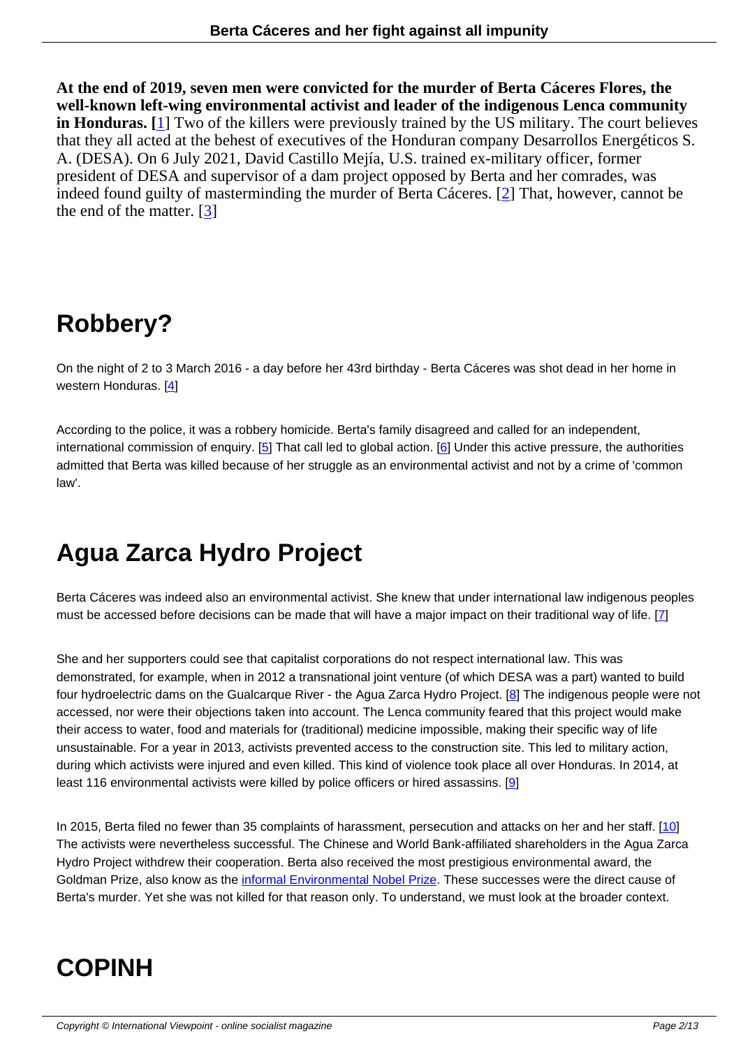**At the end of 2019, seven men were convicted for the murder of Berta Cáceres Flores, the well-known left-wing environmental activist and leader of the indigenous Lenca community in Honduras. [1]** Two of the killers were previously trained by the US military. The court believes that they all acted at the behest of executives of the Honduran company Desarrollos Energéticos S. A. (DESA). On 6 July 2021, David Castillo Mejía, U.S. trained ex-military officer, former president of DESA and supervisor of a dam project opposed by Berta and her comrades, was indeed found guilty of masterminding the murder of Berta Cáceres. [2] That, however, cannot be the end of the matter. [3]

## Robbery?

On the night of 2 to 3 March 2016 - a day before her 43rd birthday - Berta Cáceres was shot dead in her home in western Honduras. [4]

According to the police, it was a robbery homicide. Berta's family disagreed and called for an independent, international commission of enquiry. [5] That call led to global action. [6] Under this active pressure, the authorities admitted that Berta was killed because of her struggle as an environmental activist and not by a crime of 'common law'.

## Agua Zarca Hydro Project

Berta Cáceres was indeed also an environmental activist. She knew that under international law indigenous peoples must be accessed before decisions can be made that will have a major impact on their traditional way of life. [7]

She and her supporters could see that capitalist corporations do not respect international law. This was demonstrated, for example, when in 2012 a transnational joint venture (of which DESA was a part) wanted to build four hydroelectric dams on the Gualcarque River - the Agua Zarca Hydro Project. [8] The indigenous people were not accessed, nor were their objections taken into account. The Lenca community feared that this project would make their access to water, food and materials for (traditional) medicine impossible, making their specific way of life unsustainable. For a year in 2013, activists prevented access to the construction site. This led to military action, during which activists were injured and even killed. This kind of violence took place all over Honduras. In 2014, at least 116 environmental activists were killed by police officers or hired assassins. [9]

In 2015, Berta filed no fewer than 35 complaints of harassment, persecution and attacks on her and her staff. [10] The activists were nevertheless successful. The Chinese and World Bank-affiliated shareholders in the Agua Zarca Hydro Project withdrew their cooperation. Berta also received the most prestigious environmental award, the Goldman Prize, also know as the informal Environmental Nobel Prize. These successes were the direct cause of Berta's murder. Yet she was not killed for that reason only. To understand, we must look at the broader context.

## COPINH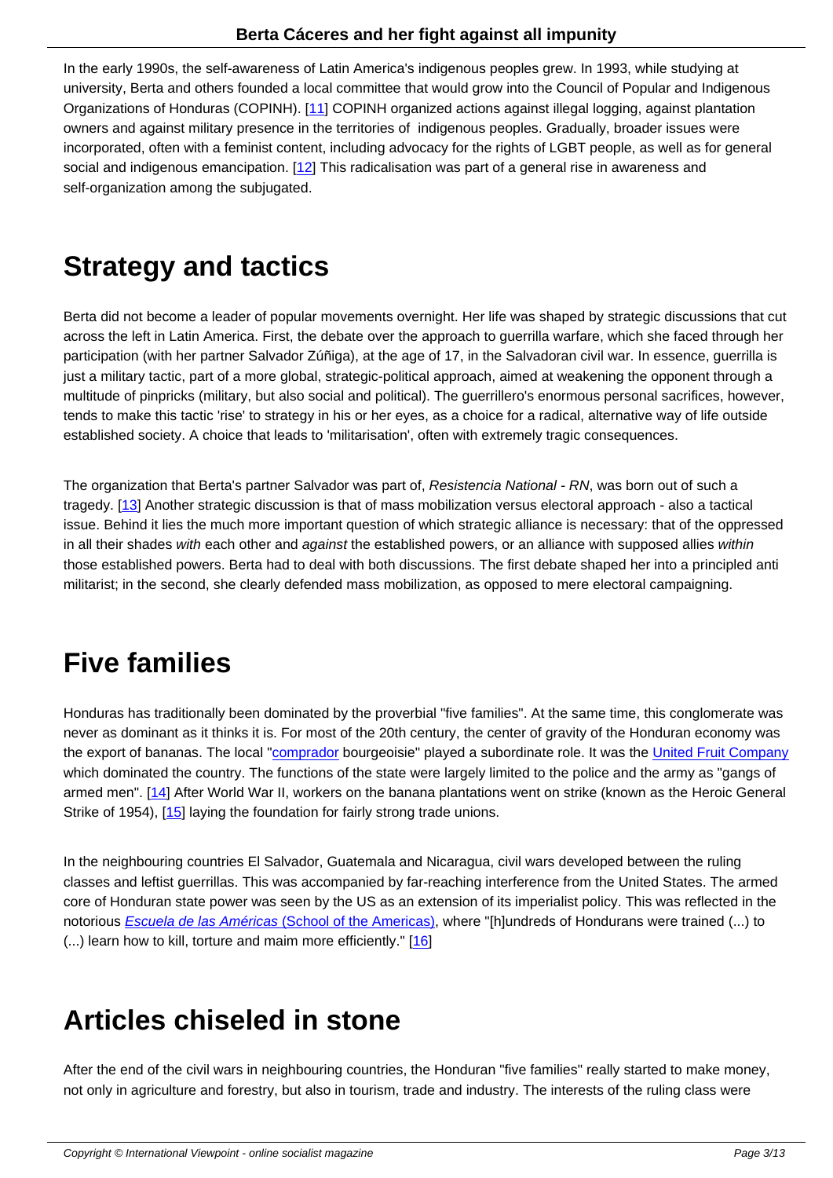In the early 1990s, the self-awareness of Latin America's indigenous peoples grew. In 1993, while studying at university, Berta and others founded a local committee that would grow into the Council of Popular and Indigenous Organizations of Honduras (COPINH). [11] COPINH organized actions against illegal logging, against plantation owners and against military presence in the territories of indigenous peoples. Gradually, broader issues were incorporated, often with a feminist content, including advocacy for the rights of LGBT people, as well as for general social and indigenous emancipation. [12] This radicalisation was part of a general rise in awareness and self-organization among the subjugated.

## Strategy and tactics

Berta did not become a leader of popular movements overnight. Her life was shaped by strategic discussions that cut across the left in Latin America. First, the debate over the approach to guerrilla warfare, which she faced through her participation (with her partner Salvador Zúñiga), at the age of 17, in the Salvadoran civil war. In essence, guerrilla is just a military tactic, part of a more global, strategic-political approach, aimed at weakening the opponent through a multitude of pinpricks (military, but also social and political). The guerrillero's enormous personal sacrifices, however, tends to make this tactic 'rise' to strategy in his or her eyes, as a choice for a radical, alternative way of life outside established society. A choice that leads to 'militarisation', often with extremely tragic consequences.

The organization that Berta's partner Salvador was part of, *Resistencia National - RN*, was born out of such a tragedy. [13] Another strategic discussion is that of mass mobilization versus electoral approach - also a tactical issue. Behind it lies the much more important question of which strategic alliance is necessary: that of the oppressed in all their shades *with* each other and *against* the established powers, or an alliance with supposed allies *within* those established powers. Berta had to deal with both discussions. The first debate shaped her into a principled anti militarist; in the second, she clearly defended mass mobilization, as opposed to mere electoral campaigning.

## Five families

Honduras has traditionally been dominated by the proverbial "five families". At the same time, this conglomerate was never as dominant as it thinks it is. For most of the 20th century, the center of gravity of the Honduran economy was the export of bananas. The local "comprador bourgeoisie" played a subordinate role. It was the United Fruit Company which dominated the country. The functions of the state were largely limited to the police and the army as "gangs of armed men". [14] After World War II, workers on the banana plantations went on strike (known as the Heroic General Strike of 1954), [15] laying the foundation for fairly strong trade unions.

In the neighbouring countries El Salvador, Guatemala and Nicaragua, civil wars developed between the ruling classes and leftist guerrillas. This was accompanied by far-reaching interference from the United States. The armed core of Honduran state power was seen by the US as an extension of its imperialist policy. This was reflected in the notorious *Escuela de las Américas* (School of the Americas), where "[h]undreds of Hondurans were trained (...) to (...) learn how to kill, torture and maim more efficiently." [16]

## Articles chiseled in stone

After the end of the civil wars in neighbouring countries, the Honduran "five families" really started to make money, not only in agriculture and forestry, but also in tourism, trade and industry. The interests of the ruling class were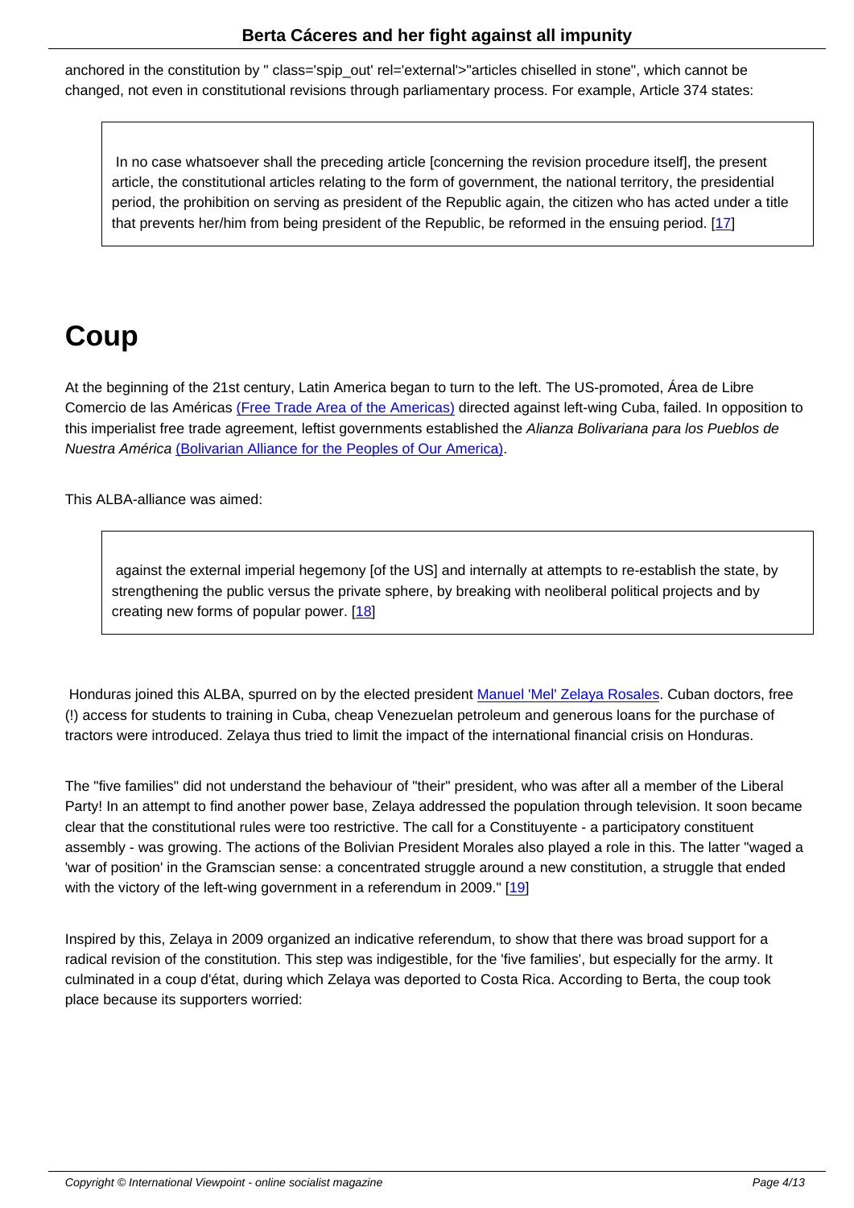anchored in the constitution by " class='spip_out' rel='external'>"articles chiselled in stone", which cannot be changed, not even in constitutional revisions through parliamentary process. For example, Article 374 states:

> In no case whatsoever shall the preceding article [concerning the revision procedure itself], the present article, the constitutional articles relating to the form of government, the national territory, the presidential period, the prohibition on serving as president of the Republic again, the citizen who has acted under a title that prevents her/him from being president of the Republic, be reformed in the ensuing period. [17]

# Coup

At the beginning of the 21st century, Latin America began to turn to the left. The US-promoted, Área de Libre Comercio de las Américas (Free Trade Area of the Americas) directed against left-wing Cuba, failed. In opposition to this imperialist free trade agreement, leftist governments established the *Alianza Bolivariana para los Pueblos de Nuestra América* (Bolivarian Alliance for the Peoples of Our America).

This ALBA-alliance was aimed:

> against the external imperial hegemony [of the US] and internally at attempts to re-establish the state, by strengthening the public versus the private sphere, by breaking with neoliberal political projects and by creating new forms of popular power. [18]

Honduras joined this ALBA, spurred on by the elected president Manuel 'Mel' Zelaya Rosales. Cuban doctors, free (!) access for students to training in Cuba, cheap Venezuelan petroleum and generous loans for the purchase of tractors were introduced. Zelaya thus tried to limit the impact of the international financial crisis on Honduras.

The "five families" did not understand the behaviour of "their" president, who was after all a member of the Liberal Party! In an attempt to find another power base, Zelaya addressed the population through television. It soon became clear that the constitutional rules were too restrictive. The call for a Constituyente - a participatory constituent assembly - was growing. The actions of the Bolivian President Morales also played a role in this. The latter "waged a 'war of position' in the Gramscian sense: a concentrated struggle around a new constitution, a struggle that ended with the victory of the left-wing government in a referendum in 2009." [19]

Inspired by this, Zelaya in 2009 organized an indicative referendum, to show that there was broad support for a radical revision of the constitution. This step was indigestible, for the 'five families', but especially for the army. It culminated in a coup d'état, during which Zelaya was deported to Costa Rica. According to Berta, the coup took place because its supporters worried: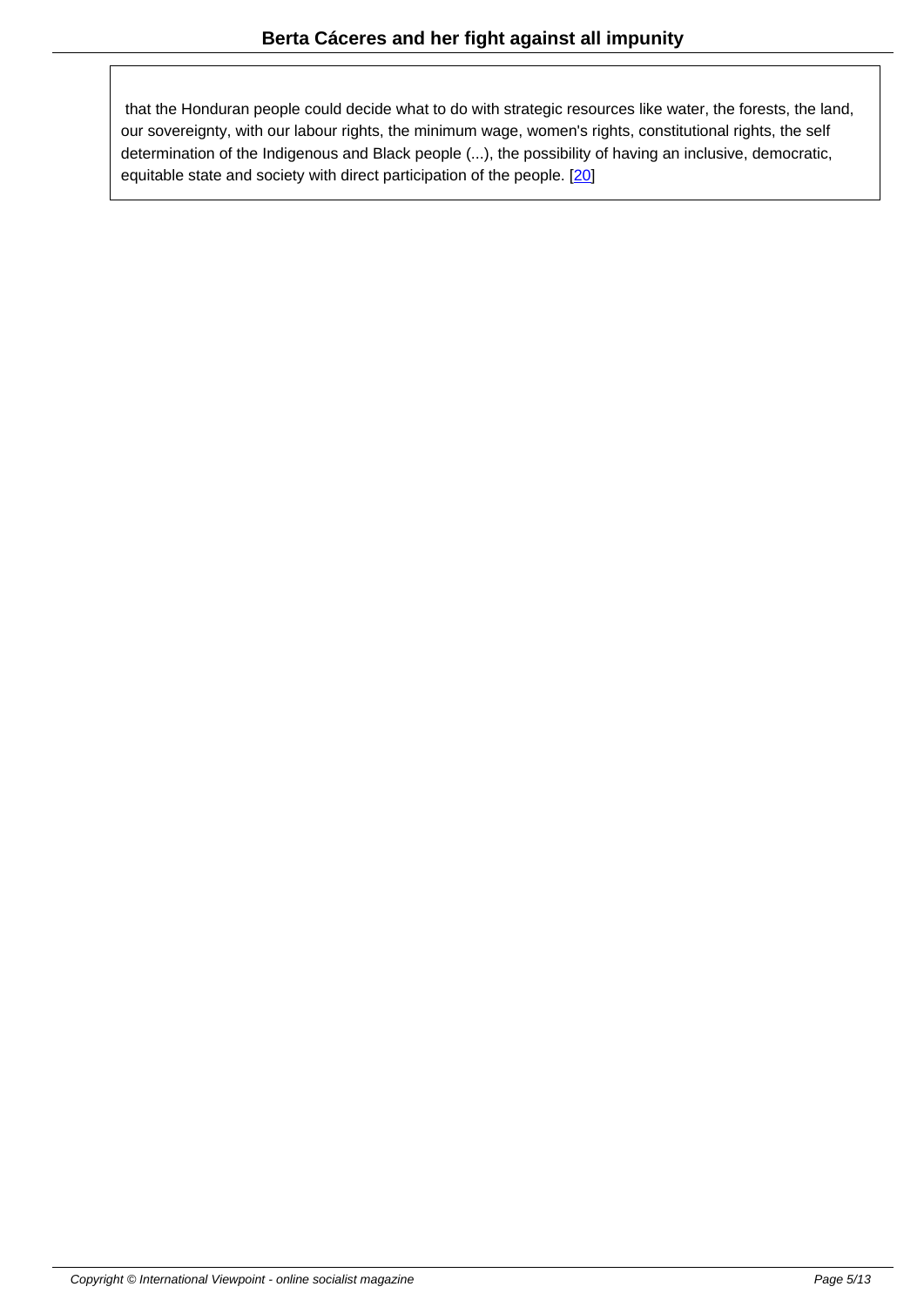> that the Honduran people could decide what to do with strategic resources like water, the forests, the land, our sovereignty, with our labour rights, the minimum wage, women's rights, constitutional rights, the self determination of the Indigenous and Black people (...), the possibility of having an inclusive, democratic, equitable state and society with direct participation of the people. [20]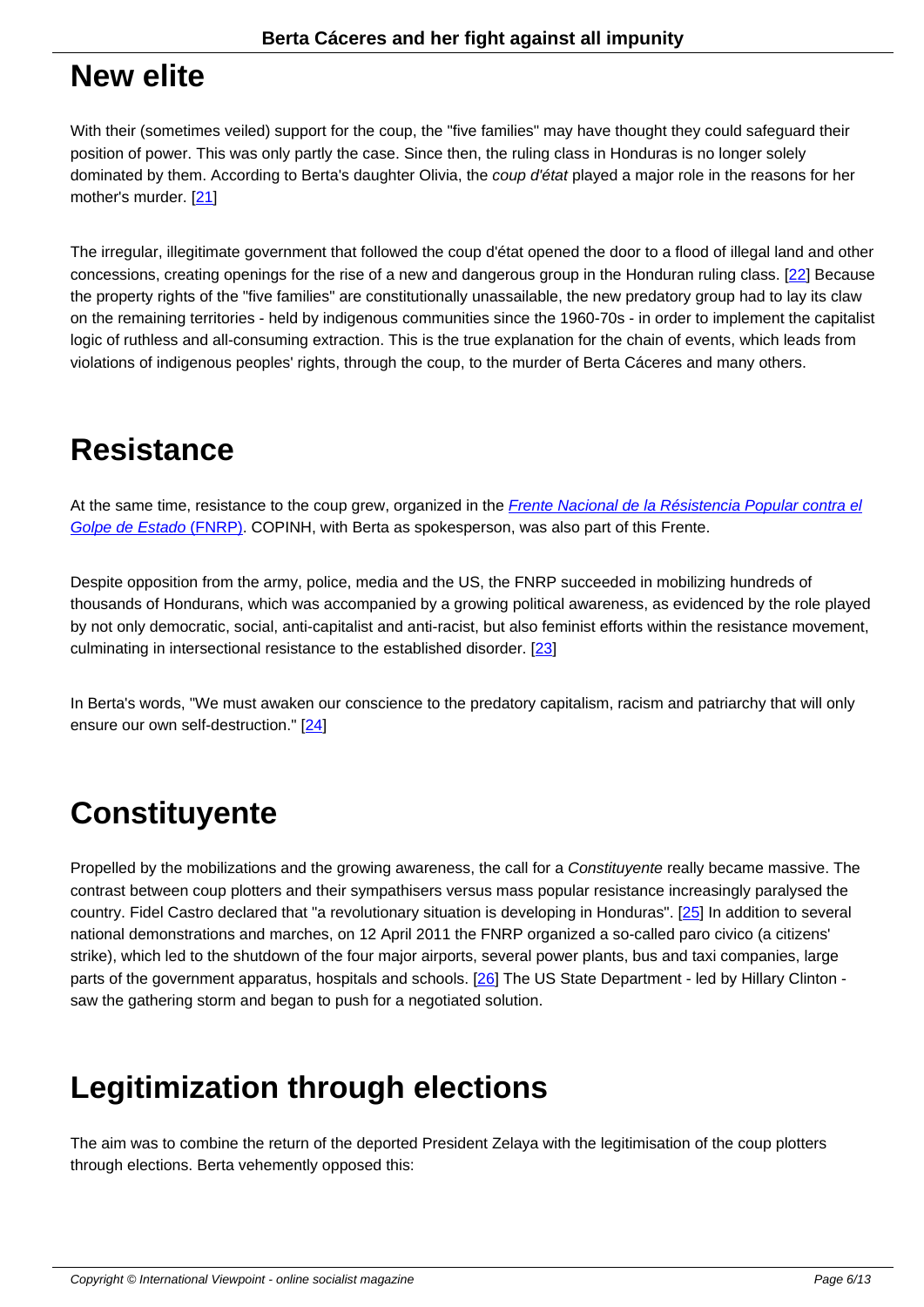# New elite

With their (sometimes veiled) support for the coup, the "five families" may have thought they could safeguard their position of power. This was only partly the case. Since then, the ruling class in Honduras is no longer solely dominated by them. According to Berta's daughter Olivia, the *coup d'état* played a major role in the reasons for her mother's murder. [21]

The irregular, illegitimate government that followed the coup d'état opened the door to a flood of illegal land and other concessions, creating openings for the rise of a new and dangerous group in the Honduran ruling class. [22] Because the property rights of the "five families" are constitutionally unassailable, the new predatory group had to lay its claw on the remaining territories - held by indigenous communities since the 1960-70s - in order to implement the capitalist logic of ruthless and all-consuming extraction. This is the true explanation for the chain of events, which leads from violations of indigenous peoples' rights, through the coup, to the murder of Berta Cáceres and many others.

# Resistance

At the same time, resistance to the coup grew, organized in the *Frente Nacional de la Résistencia Popular contra el Golpe de Estado* (FNRP). COPINH, with Berta as spokesperson, was also part of this Frente.

Despite opposition from the army, police, media and the US, the FNRP succeeded in mobilizing hundreds of thousands of Hondurans, which was accompanied by a growing political awareness, as evidenced by the role played by not only democratic, social, anti-capitalist and anti-racist, but also feminist efforts within the resistance movement, culminating in intersectional resistance to the established disorder. [23]

In Berta's words, "We must awaken our conscience to the predatory capitalism, racism and patriarchy that will only ensure our own self-destruction." [24]

# Constituyente

Propelled by the mobilizations and the growing awareness, the call for a *Constituyente* really became massive. The contrast between coup plotters and their sympathisers versus mass popular resistance increasingly paralysed the country. Fidel Castro declared that "a revolutionary situation is developing in Honduras". [25] In addition to several national demonstrations and marches, on 12 April 2011 the FNRP organized a so-called paro civico (a citizens' strike), which led to the shutdown of the four major airports, several power plants, bus and taxi companies, large parts of the government apparatus, hospitals and schools. [26] The US State Department - led by Hillary Clinton - saw the gathering storm and began to push for a negotiated solution.

# Legitimization through elections

The aim was to combine the return of the deported President Zelaya with the legitimisation of the coup plotters through elections. Berta vehemently opposed this: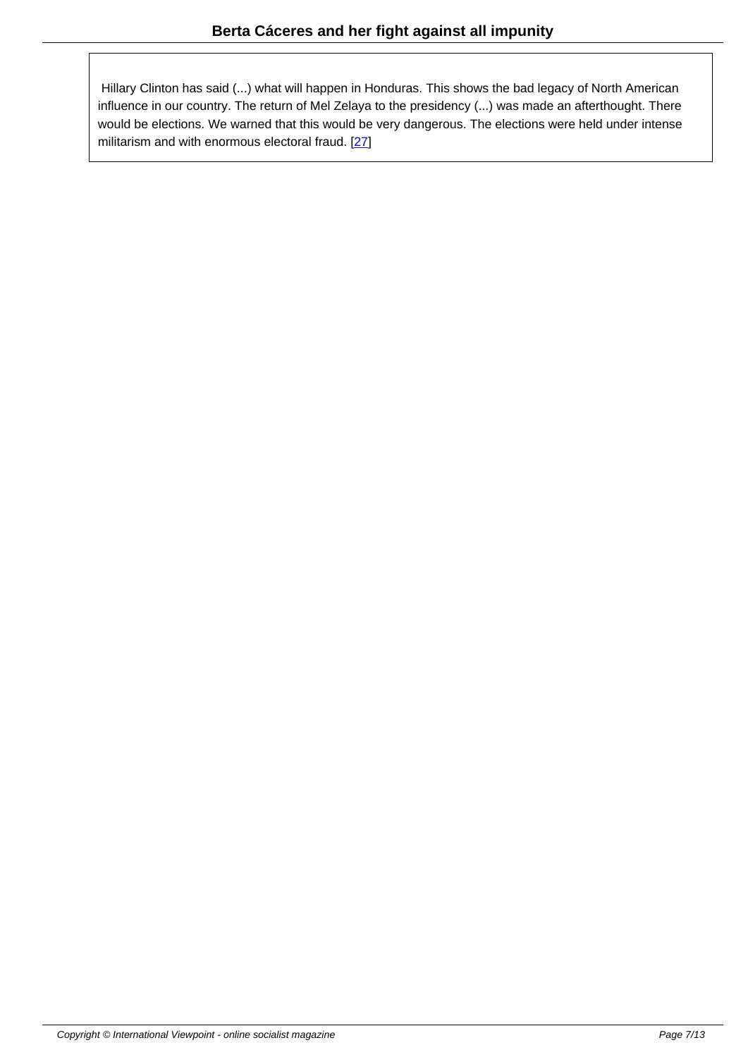> Hillary Clinton has said (...) what will happen in Honduras. This shows the bad legacy of North American influence in our country. The return of Mel Zelaya to the presidency (...) was made an afterthought. There would be elections. We warned that this would be very dangerous. The elections were held under intense militarism and with enormous electoral fraud. [27]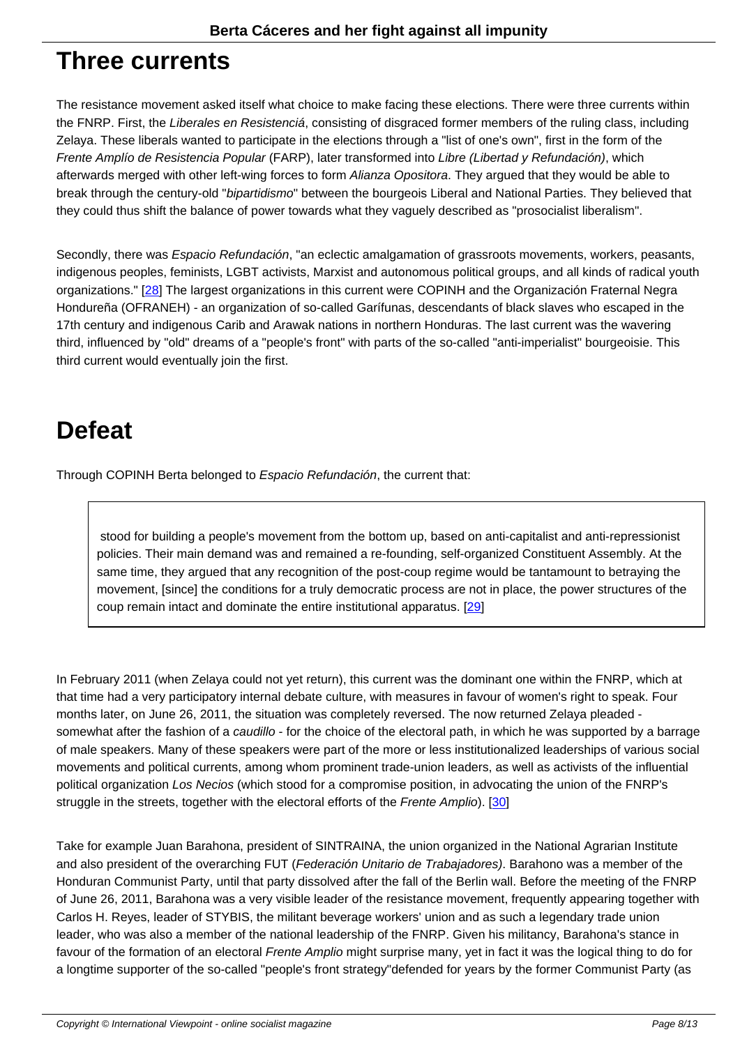## Three currents

The resistance movement asked itself what choice to make facing these elections. There were three currents within the FNRP. First, the *Liberales en Resistenciá*, consisting of disgraced former members of the ruling class, including Zelaya. These liberals wanted to participate in the elections through a "list of one's own", first in the form of the *Frente Amplío de Resistencia Popular* (FARP), later transformed into *Libre (Libertad y Refundación)*, which afterwards merged with other left-wing forces to form *Alianza Opositora*. They argued that they would be able to break through the century-old "*bipartidismo*" between the bourgeois Liberal and National Parties. They believed that they could thus shift the balance of power towards what they vaguely described as "prosocialist liberalism".

Secondly, there was *Espacio Refundación*, "an eclectic amalgamation of grassroots movements, workers, peasants, indigenous peoples, feminists, LGBT activists, Marxist and autonomous political groups, and all kinds of radical youth organizations." [28] The largest organizations in this current were COPINH and the Organización Fraternal Negra Hondureña (OFRANEH) - an organization of so-called Garífunas, descendants of black slaves who escaped in the 17th century and indigenous Carib and Arawak nations in northern Honduras. The last current was the wavering third, influenced by "old" dreams of a "people's front" with parts of the so-called "anti-imperialist" bourgeoisie. This third current would eventually join the first.

## Defeat

Through COPINH Berta belonged to *Espacio Refundación*, the current that:

> stood for building a people's movement from the bottom up, based on anti-capitalist and anti-repressionist policies. Their main demand was and remained a re-founding, self-organized Constituent Assembly. At the same time, they argued that any recognition of the post-coup regime would be tantamount to betraying the movement, [since] the conditions for a truly democratic process are not in place, the power structures of the coup remain intact and dominate the entire institutional apparatus. [29]

In February 2011 (when Zelaya could not yet return), this current was the dominant one within the FNRP, which at that time had a very participatory internal debate culture, with measures in favour of women's right to speak. Four months later, on June 26, 2011, the situation was completely reversed. The now returned Zelaya pleaded - somewhat after the fashion of a *caudillo* - for the choice of the electoral path, in which he was supported by a barrage of male speakers. Many of these speakers were part of the more or less institutionalized leaderships of various social movements and political currents, among whom prominent trade-union leaders, as well as activists of the influential political organization *Los Necios* (which stood for a compromise position, in advocating the union of the FNRP's struggle in the streets, together with the electoral efforts of the *Frente Amplio*). [30]

Take for example Juan Barahona, president of SINTRAINA, the union organized in the National Agrarian Institute and also president of the overarching FUT (*Federación Unitario de Trabajadores)*. Barahono was a member of the Honduran Communist Party, until that party dissolved after the fall of the Berlin wall. Before the meeting of the FNRP of June 26, 2011, Barahona was a very visible leader of the resistance movement, frequently appearing together with Carlos H. Reyes, leader of STYBIS, the militant beverage workers' union and as such a legendary trade union leader, who was also a member of the national leadership of the FNRP. Given his militancy, Barahona's stance in favour of the formation of an electoral *Frente Amplio* might surprise many, yet in fact it was the logical thing to do for a longtime supporter of the so-called "people's front strategy"defended for years by the former Communist Party (as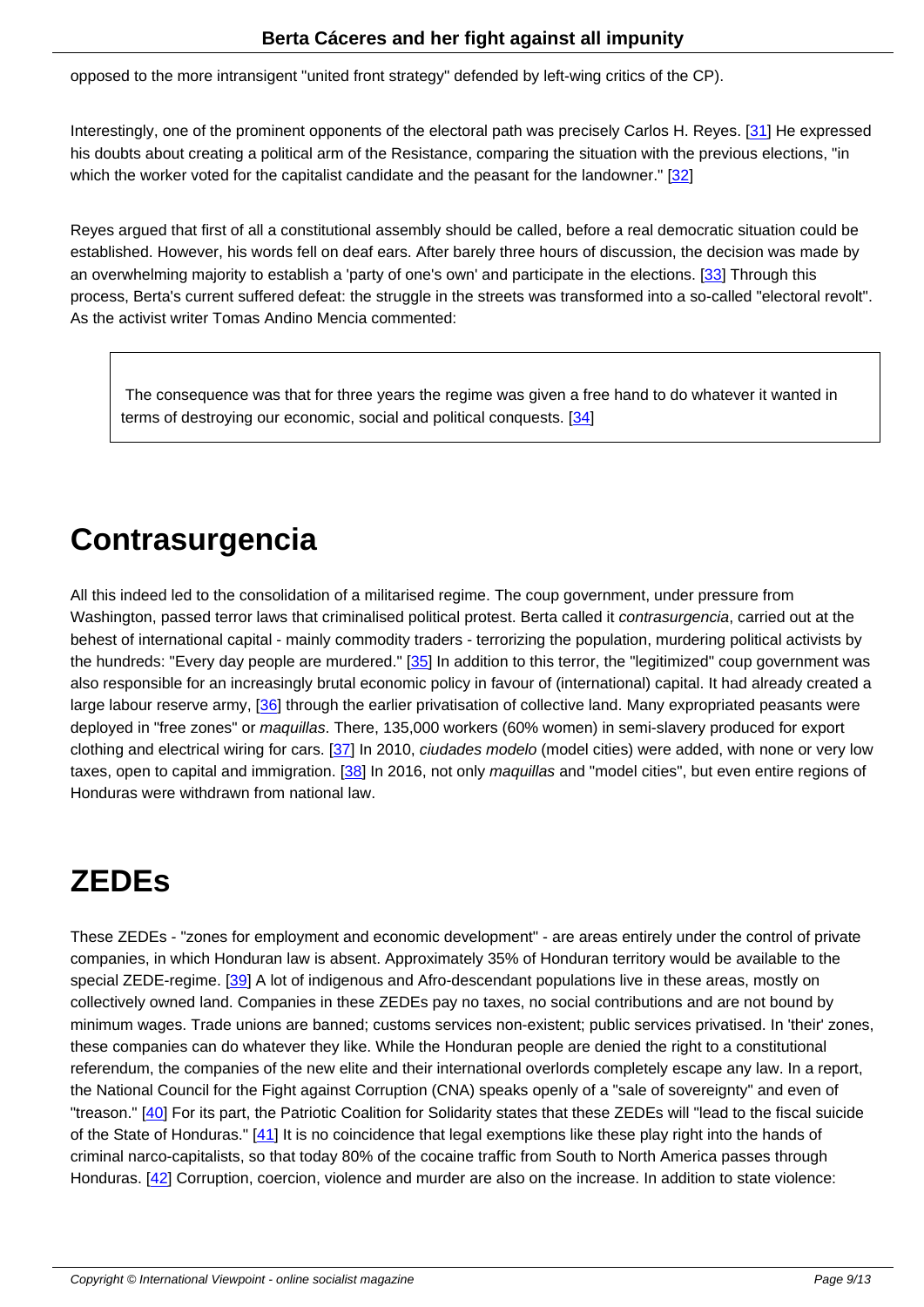opposed to the more intransigent "united front strategy" defended by left-wing critics of the CP).

Interestingly, one of the prominent opponents of the electoral path was precisely Carlos H. Reyes. [31] He expressed his doubts about creating a political arm of the Resistance, comparing the situation with the previous elections, "in which the worker voted for the capitalist candidate and the peasant for the landowner." [32]

Reyes argued that first of all a constitutional assembly should be called, before a real democratic situation could be established. However, his words fell on deaf ears. After barely three hours of discussion, the decision was made by an overwhelming majority to establish a 'party of one's own' and participate in the elections. [33] Through this process, Berta's current suffered defeat: the struggle in the streets was transformed into a so-called "electoral revolt". As the activist writer Tomas Andino Mencia commented:

> The consequence was that for three years the regime was given a free hand to do whatever it wanted in terms of destroying our economic, social and political conquests. [34]

# Contrasurgencia

All this indeed led to the consolidation of a militarised regime. The coup government, under pressure from Washington, passed terror laws that criminalised political protest. Berta called it *contrasurgencia*, carried out at the behest of international capital - mainly commodity traders - terrorizing the population, murdering political activists by the hundreds: "Every day people are murdered." [35] In addition to this terror, the "legitimized" coup government was also responsible for an increasingly brutal economic policy in favour of (international) capital. It had already created a large labour reserve army, [36] through the earlier privatisation of collective land. Many expropriated peasants were deployed in "free zones" or *maquillas*. There, 135,000 workers (60% women) in semi-slavery produced for export clothing and electrical wiring for cars. [37] In 2010, *ciudades modelo* (model cities) were added, with none or very low taxes, open to capital and immigration. [38] In 2016, not only *maquillas* and "model cities", but even entire regions of Honduras were withdrawn from national law.

# ZEDEs

These ZEDEs - "zones for employment and economic development" - are areas entirely under the control of private companies, in which Honduran law is absent. Approximately 35% of Honduran territory would be available to the special ZEDE-regime. [39] A lot of indigenous and Afro-descendant populations live in these areas, mostly on collectively owned land. Companies in these ZEDEs pay no taxes, no social contributions and are not bound by minimum wages. Trade unions are banned; customs services non-existent; public services privatised. In 'their' zones, these companies can do whatever they like. While the Honduran people are denied the right to a constitutional referendum, the companies of the new elite and their international overlords completely escape any law. In a report, the National Council for the Fight against Corruption (CNA) speaks openly of a "sale of sovereignty" and even of "treason." [40] For its part, the Patriotic Coalition for Solidarity states that these ZEDEs will "lead to the fiscal suicide of the State of Honduras." [41] It is no coincidence that legal exemptions like these play right into the hands of criminal narco-capitalists, so that today 80% of the cocaine traffic from South to North America passes through Honduras. [42] Corruption, coercion, violence and murder are also on the increase. In addition to state violence: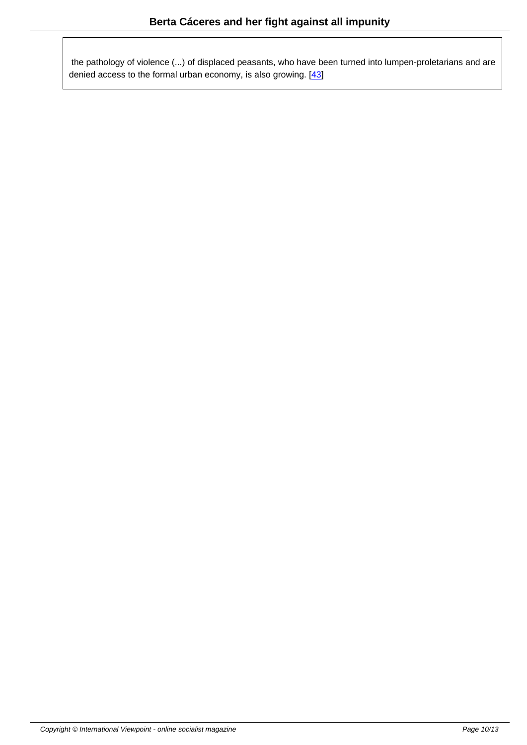> the pathology of violence (...) of displaced peasants, who have been turned into lumpen-proletarians and are denied access to the formal urban economy, is also growing. [43]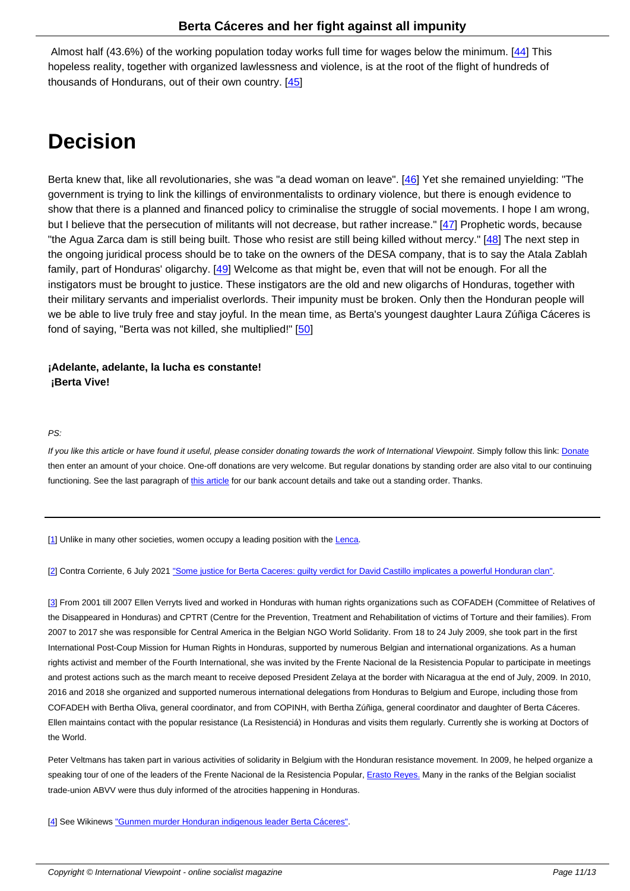Almost half (43.6%) of the working population today works full time for wages below the minimum. [44] This hopeless reality, together with organized lawlessness and violence, is at the root of the flight of hundreds of thousands of Hondurans, out of their own country. [45]

# Decision

Berta knew that, like all revolutionaries, she was "a dead woman on leave". [46] Yet she remained unyielding: "The government is trying to link the killings of environmentalists to ordinary violence, but there is enough evidence to show that there is a planned and financed policy to criminalise the struggle of social movements. I hope I am wrong, but I believe that the persecution of militants will not decrease, but rather increase." [47] Prophetic words, because "the Agua Zarca dam is still being built. Those who resist are still being killed without mercy." [48] The next step in the ongoing juridical process should be to take on the owners of the DESA company, that is to say the Atala Zablah family, part of Honduras' oligarchy. [49] Welcome as that might be, even that will not be enough. For all the instigators must be brought to justice. These instigators are the old and new oligarchs of Honduras, together with their military servants and imperialist overlords. Their impunity must be broken. Only then the Honduran people will we be able to live truly free and stay joyful. In the mean time, as Berta's youngest daughter Laura Zúñiga Cáceres is fond of saying, "Berta was not killed, she multiplied!" [50]

**¡Adelante, adelante, la lucha es constante!**
**¡Berta Vive!**

*PS:*

*If you like this article or have found it useful, please consider donating towards the work of International Viewpoint*. Simply follow this link: Donate then enter an amount of your choice. One-off donations are very welcome. But regular donations by standing order are also vital to our continuing functioning. See the last paragraph of this article for our bank account details and take out a standing order. Thanks.

---

[1] Unlike in many other societies, women occupy a leading position with the Lenca.

[2] Contra Corriente, 6 July 2021 "Some justice for Berta Caceres: guilty verdict for David Castillo implicates a powerful Honduran clan".

[3] From 2001 till 2007 Ellen Verryts lived and worked in Honduras with human rights organizations such as COFADEH (Committee of Relatives of the Disappeared in Honduras) and CPTRT (Centre for the Prevention, Treatment and Rehabilitation of victims of Torture and their families). From 2007 to 2017 she was responsible for Central America in the Belgian NGO World Solidarity. From 18 to 24 July 2009, she took part in the first International Post-Coup Mission for Human Rights in Honduras, supported by numerous Belgian and international organizations. As a human rights activist and member of the Fourth International, she was invited by the Frente Nacional de la Resistencia Popular to participate in meetings and protest actions such as the march meant to receive deposed President Zelaya at the border with Nicaragua at the end of July, 2009. In 2010, 2016 and 2018 she organized and supported numerous international delegations from Honduras to Belgium and Europe, including those from COFADEH with Bertha Oliva, general coordinator, and from COPINH, with Bertha Zúñiga, general coordinator and daughter of Berta Cáceres. Ellen maintains contact with the popular resistance (La Resistenciá) in Honduras and visits them regularly. Currently she is working at Doctors of the World.

Peter Veltmans has taken part in various activities of solidarity in Belgium with the Honduran resistance movement. In 2009, he helped organize a speaking tour of one of the leaders of the Frente Nacional de la Resistencia Popular, Erasto Reyes. Many in the ranks of the Belgian socialist trade-union ABVV were thus duly informed of the atrocities happening in Honduras.

[4] See Wikinews "Gunmen murder Honduran indigenous leader Berta Cáceres".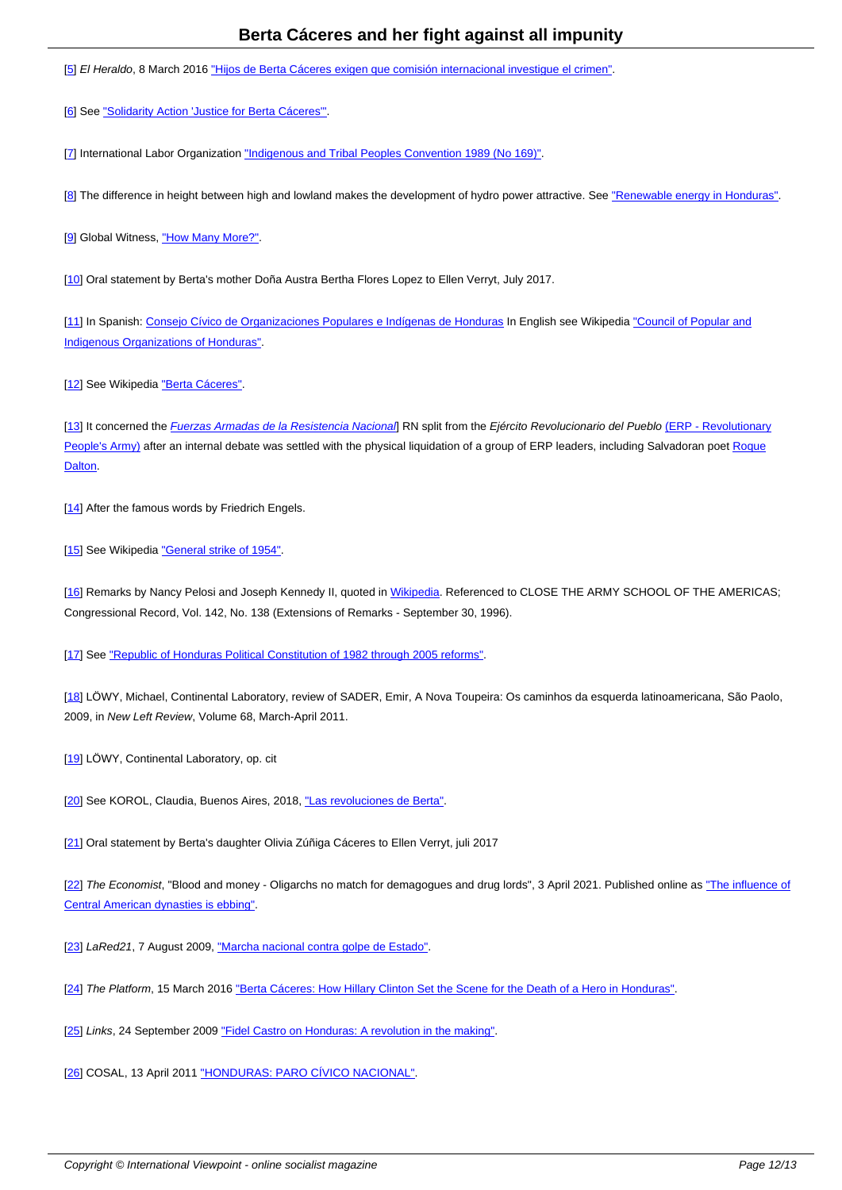[5] *El Heraldo*, 8 March 2016 "Hijos de Berta Cáceres exigen que comisión internacional investigue el crimen".

[6] See "Solidarity Action 'Justice for Berta Cáceres'".

[7] International Labor Organization "Indigenous and Tribal Peoples Convention 1989 (No 169)".

[8] The difference in height between high and lowland makes the development of hydro power attractive. See "Renewable energy in Honduras".

[9] Global Witness, "How Many More?".

[10] Oral statement by Berta's mother Doña Austra Bertha Flores Lopez to Ellen Verryt, July 2017.

[11] In Spanish: Consejo Cívico de Organizaciones Populares e Indígenas de Honduras In English see Wikipedia "Council of Popular and Indigenous Organizations of Honduras".

[12] See Wikipedia "Berta Cáceres".

[13] It concerned the *Fuerzas Armadas de la Resistencia Nacional*] RN split from the *Ejército Revolucionario del Pueblo* (ERP - Revolutionary People's Army) after an internal debate was settled with the physical liquidation of a group of ERP leaders, including Salvadoran poet Roque Dalton.

[14] After the famous words by Friedrich Engels.

[15] See Wikipedia "General strike of 1954".

[16] Remarks by Nancy Pelosi and Joseph Kennedy II, quoted in Wikipedia. Referenced to CLOSE THE ARMY SCHOOL OF THE AMERICAS; Congressional Record, Vol. 142, No. 138 (Extensions of Remarks - September 30, 1996).

[17] See "Republic of Honduras Political Constitution of 1982 through 2005 reforms".

[18] LÖWY, Michael, Continental Laboratory, review of SADER, Emir, A Nova Toupeira: Os caminhos da esquerda latinoamericana, São Paolo, 2009, in *New Left Review*, Volume 68, March-April 2011.

[19] LÖWY, Continental Laboratory, op. cit

[20] See KOROL, Claudia, Buenos Aires, 2018, "Las revoluciones de Berta".

[21] Oral statement by Berta's daughter Olivia Zúñiga Cáceres to Ellen Verryt, juli 2017

[22] *The Economist*, "Blood and money - Oligarchs no match for demagogues and drug lords", 3 April 2021. Published online as "The influence of Central American dynasties is ebbing".

[23] *LaRed21*, 7 August 2009, "Marcha nacional contra golpe de Estado".

[24] *The Platform*, 15 March 2016 "Berta Cáceres: How Hillary Clinton Set the Scene for the Death of a Hero in Honduras".

[25] *Links*, 24 September 2009 "Fidel Castro on Honduras: A revolution in the making".

[26] COSAL, 13 April 2011 "HONDURAS: PARO CÍVICO NACIONAL".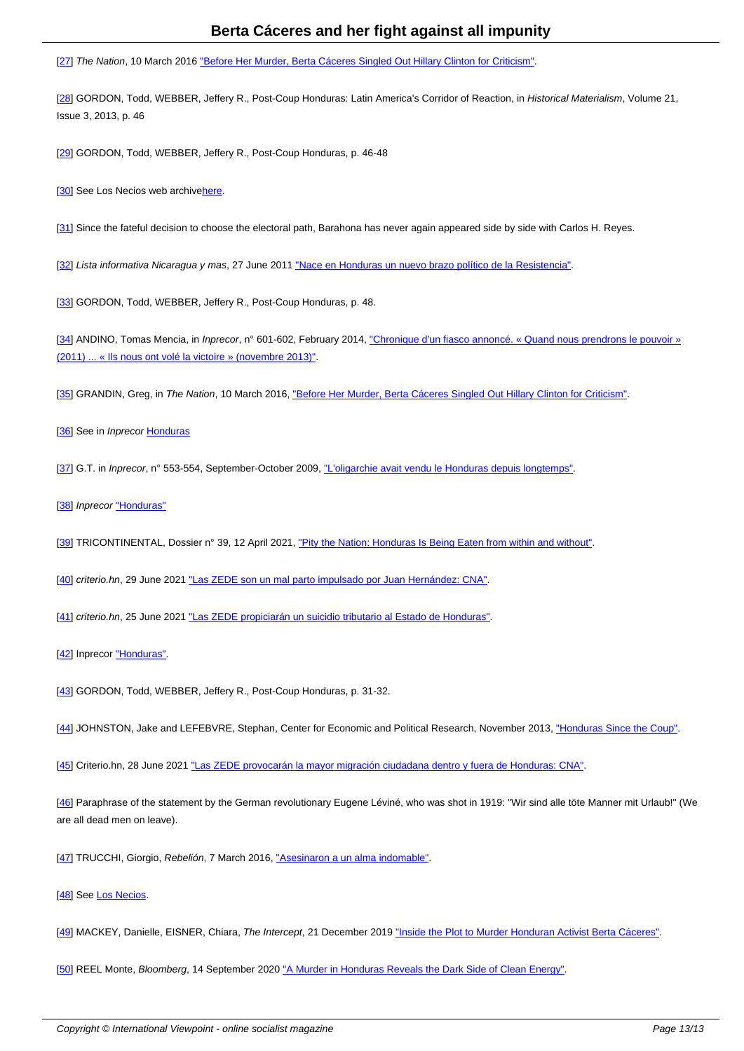[27] *The Nation*, 10 March 2016 "Before Her Murder, Berta Cáceres Singled Out Hillary Clinton for Criticism".

[28] GORDON, Todd, WEBBER, Jeffery R., Post-Coup Honduras: Latin America's Corridor of Reaction, in *Historical Materialism*, Volume 21, Issue 3, 2013, p. 46

[29] GORDON, Todd, WEBBER, Jeffery R., Post-Coup Honduras, p. 46-48

[30] See Los Necios web archivehere.

[31] Since the fateful decision to choose the electoral path, Barahona has never again appeared side by side with Carlos H. Reyes.

[32] *Lista informativa Nicaragua y mas*, 27 June 2011 "Nace en Honduras un nuevo brazo político de la Resistencia".

[33] GORDON, Todd, WEBBER, Jeffery R., Post-Coup Honduras, p. 48.

[34] ANDINO, Tomas Mencia, in *Inprecor*, n° 601-602, February 2014, "Chronique d'un fiasco annoncé. « Quand nous prendrons le pouvoir » (2011) ... « Ils nous ont volé la victoire » (novembre 2013)".

[35] GRANDIN, Greg, in *The Nation*, 10 March 2016, "Before Her Murder, Berta Cáceres Singled Out Hillary Clinton for Criticism".

[36] See in *Inprecor* Honduras

[37] G.T. in *Inprecor*, n° 553-554, September-October 2009, "L'oligarchie avait vendu le Honduras depuis longtemps".

[38] *Inprecor* "Honduras"

[39] TRICONTINENTAL, Dossier n° 39, 12 April 2021, "Pity the Nation: Honduras Is Being Eaten from within and without".

[40] *criterio.hn*, 29 June 2021 "Las ZEDE son un mal parto impulsado por Juan Hernández: CNA".

[41] *criterio.hn*, 25 June 2021 "Las ZEDE propiciarán un suicidio tributario al Estado de Honduras".

[42] Inprecor "Honduras".

[43] GORDON, Todd, WEBBER, Jeffery R., Post-Coup Honduras, p. 31-32.

[44] JOHNSTON, Jake and LEFEBVRE, Stephan, Center for Economic and Political Research, November 2013, "Honduras Since the Coup".

[45] Criterio.hn, 28 June 2021 "Las ZEDE provocarán la mayor migración ciudadana dentro y fuera de Honduras: CNA".

[46] Paraphrase of the statement by the German revolutionary Eugene Léviné, who was shot in 1919: "Wir sind alle töte Manner mit Urlaub!" (We are all dead men on leave).

[47] TRUCCHI, Giorgio, *Rebelión*, 7 March 2016, "Asesinaron a un alma indomable".

[48] See Los Necios.

[49] MACKEY, Danielle, EISNER, Chiara, *The Intercept*, 21 December 2019 "Inside the Plot to Murder Honduran Activist Berta Cáceres".

[50] REEL Monte, *Bloomberg*, 14 September 2020 "A Murder in Honduras Reveals the Dark Side of Clean Energy".